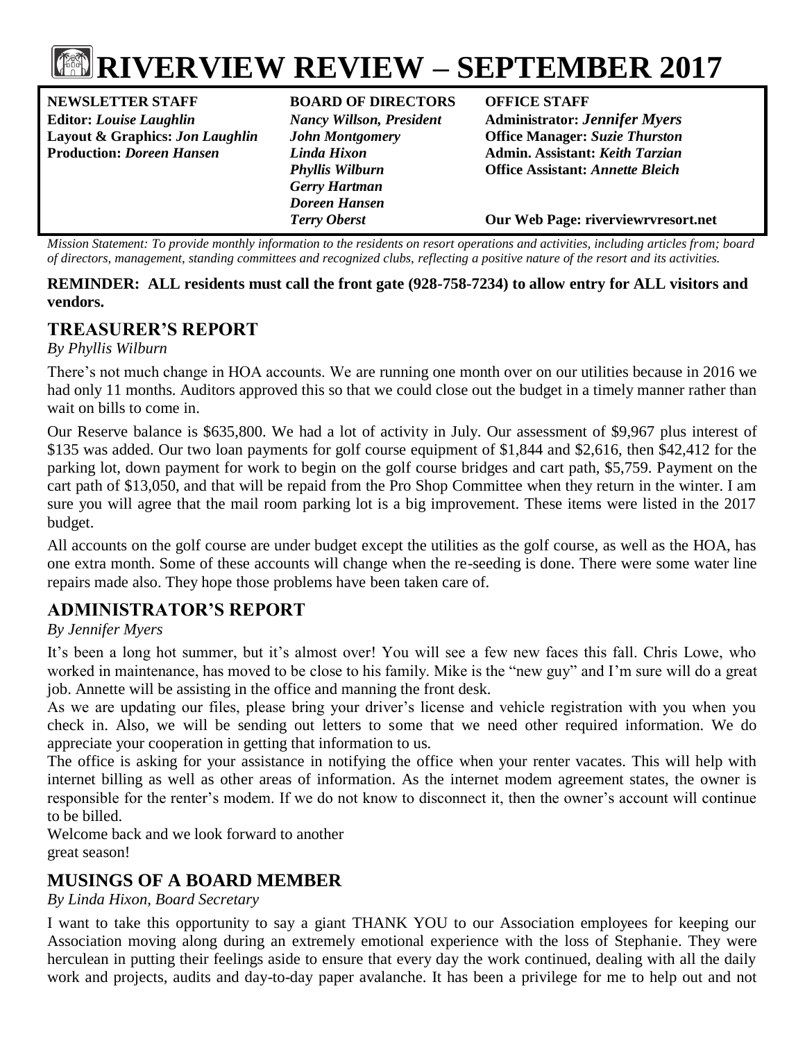# RIVERVIEW REVIEW – SEPTEMBER 2017

| NEWSLETTER STAFF | BOARD OF DIRECTORS | OFFICE STAFF |
|---|---|---|
| Editor: *Louise Laughlin* | *Nancy Willson, President* | Administrator: *Jennifer Myers* |
| Layout & Graphics: *Jon Laughlin* | *John Montgomery* | Office Manager: *Suzie Thurston* |
| Production: *Doreen Hansen* | *Linda Hixon* | Admin. Assistant: *Keith Tarzian* |
| | *Phyllis Wilburn* | Office Assistant: *Annette Bleich* |
| | *Gerry Hartman* | |
| | *Doreen Hansen* | |
| | *Terry Oberst* | Our Web Page: riverviewrvresort.net |

*Mission Statement: To provide monthly information to the residents on resort operations and activities, including articles from; board of directors, management, standing committees and recognized clubs, reflecting a positive nature of the resort and its activities.*

**REMINDER: ALL residents must call the front gate (928-758-7234) to allow entry for ALL visitors and vendors.**

## TREASURER'S REPORT

*By Phyllis Wilburn*

There's not much change in HOA accounts. We are running one month over on our utilities because in 2016 we had only 11 months. Auditors approved this so that we could close out the budget in a timely manner rather than wait on bills to come in.

Our Reserve balance is $635,800. We had a lot of activity in July. Our assessment of $9,967 plus interest of $135 was added. Our two loan payments for golf course equipment of $1,844 and $2,616, then $42,412 for the parking lot, down payment for work to begin on the golf course bridges and cart path, $5,759. Payment on the cart path of $13,050, and that will be repaid from the Pro Shop Committee when they return in the winter. I am sure you will agree that the mail room parking lot is a big improvement. These items were listed in the 2017 budget.

All accounts on the golf course are under budget except the utilities as the golf course, as well as the HOA, has one extra month. Some of these accounts will change when the re-seeding is done. There were some water line repairs made also. They hope those problems have been taken care of.

## ADMINISTRATOR'S REPORT

*By Jennifer Myers*

It's been a long hot summer, but it's almost over! You will see a few new faces this fall. Chris Lowe, who worked in maintenance, has moved to be close to his family. Mike is the "new guy" and I'm sure will do a great job. Annette will be assisting in the office and manning the front desk.

As we are updating our files, please bring your driver's license and vehicle registration with you when you check in. Also, we will be sending out letters to some that we need other required information. We do appreciate your cooperation in getting that information to us.

The office is asking for your assistance in notifying the office when your renter vacates. This will help with internet billing as well as other areas of information. As the internet modem agreement states, the owner is responsible for the renter's modem. If we do not know to disconnect it, then the owner's account will continue to be billed.

Welcome back and we look forward to another great season!

## MUSINGS OF A BOARD MEMBER

*By Linda Hixon, Board Secretary*

I want to take this opportunity to say a giant THANK YOU to our Association employees for keeping our Association moving along during an extremely emotional experience with the loss of Stephanie. They were herculean in putting their feelings aside to ensure that every day the work continued, dealing with all the daily work and projects, audits and day-to-day paper avalanche. It has been a privilege for me to help out and not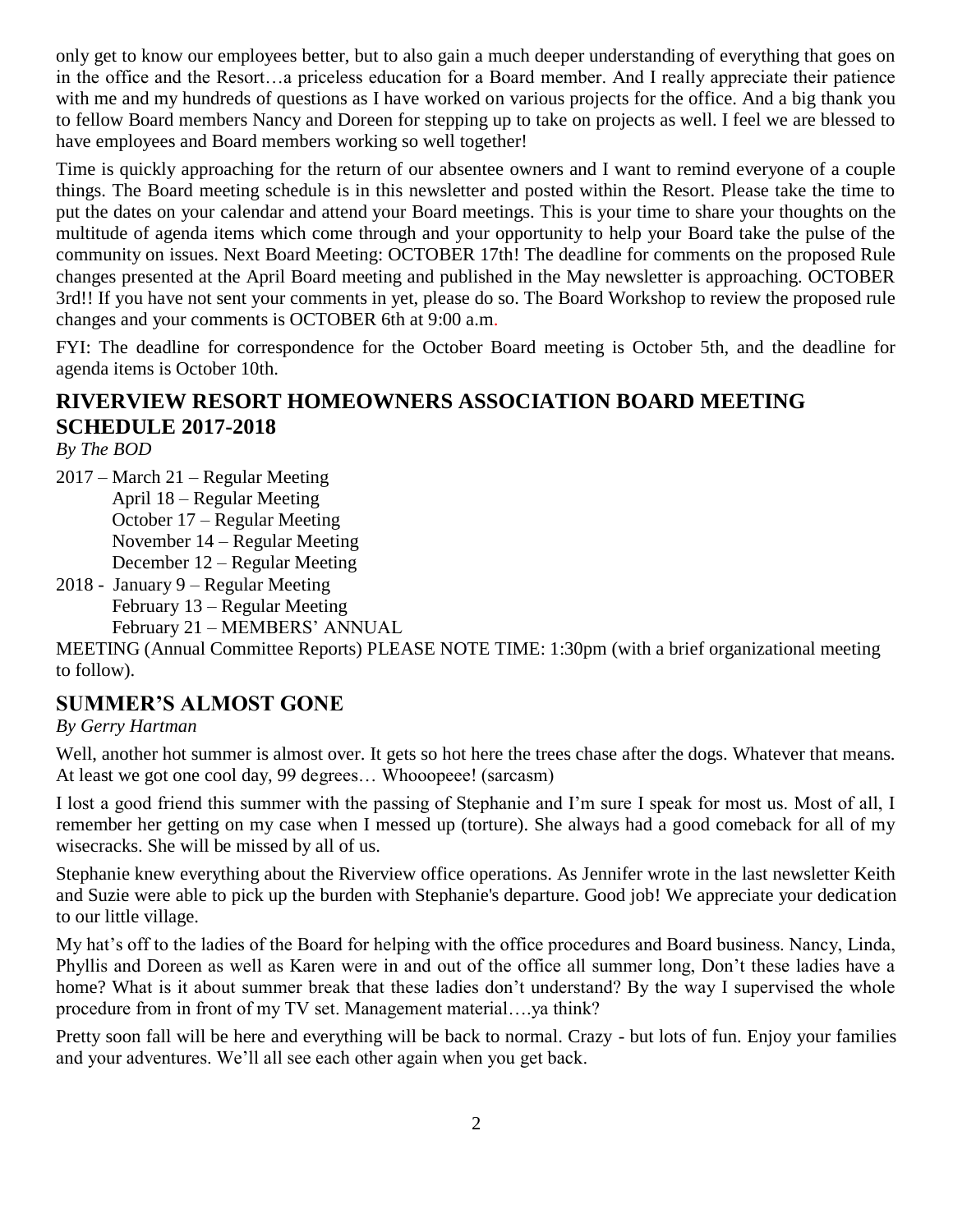only get to know our employees better, but to also gain a much deeper understanding of everything that goes on in the office and the Resort…a priceless education for a Board member. And I really appreciate their patience with me and my hundreds of questions as I have worked on various projects for the office. And a big thank you to fellow Board members Nancy and Doreen for stepping up to take on projects as well. I feel we are blessed to have employees and Board members working so well together!

Time is quickly approaching for the return of our absentee owners and I want to remind everyone of a couple things. The Board meeting schedule is in this newsletter and posted within the Resort. Please take the time to put the dates on your calendar and attend your Board meetings. This is your time to share your thoughts on the multitude of agenda items which come through and your opportunity to help your Board take the pulse of the community on issues. Next Board Meeting: OCTOBER 17th! The deadline for comments on the proposed Rule changes presented at the April Board meeting and published in the May newsletter is approaching. OCTOBER 3rd!! If you have not sent your comments in yet, please do so. The Board Workshop to review the proposed rule changes and your comments is OCTOBER 6th at 9:00 a.m.

FYI: The deadline for correspondence for the October Board meeting is October 5th, and the deadline for agenda items is October 10th.

## RIVERVIEW RESORT HOMEOWNERS ASSOCIATION BOARD MEETING SCHEDULE 2017-2018

*By The BOD*

2017 – March 21 – Regular Meeting
April 18 – Regular Meeting
October 17 – Regular Meeting
November 14 – Regular Meeting
December 12 – Regular Meeting

2018 - January 9 – Regular Meeting
February 13 – Regular Meeting
February 21 – MEMBERS' ANNUAL

MEETING (Annual Committee Reports) PLEASE NOTE TIME: 1:30pm (with a brief organizational meeting to follow).

## SUMMER'S ALMOST GONE

*By Gerry Hartman*

Well, another hot summer is almost over. It gets so hot here the trees chase after the dogs. Whatever that means. At least we got one cool day, 99 degrees… Whooopeee! (sarcasm)

I lost a good friend this summer with the passing of Stephanie and I'm sure I speak for most us. Most of all, I remember her getting on my case when I messed up (torture). She always had a good comeback for all of my wisecracks. She will be missed by all of us.

Stephanie knew everything about the Riverview office operations. As Jennifer wrote in the last newsletter Keith and Suzie were able to pick up the burden with Stephanie's departure. Good job! We appreciate your dedication to our little village.

My hat's off to the ladies of the Board for helping with the office procedures and Board business. Nancy, Linda, Phyllis and Doreen as well as Karen were in and out of the office all summer long, Don't these ladies have a home? What is it about summer break that these ladies don't understand? By the way I supervised the whole procedure from in front of my TV set. Management material….ya think?

Pretty soon fall will be here and everything will be back to normal. Crazy - but lots of fun. Enjoy your families and your adventures. We'll all see each other again when you get back.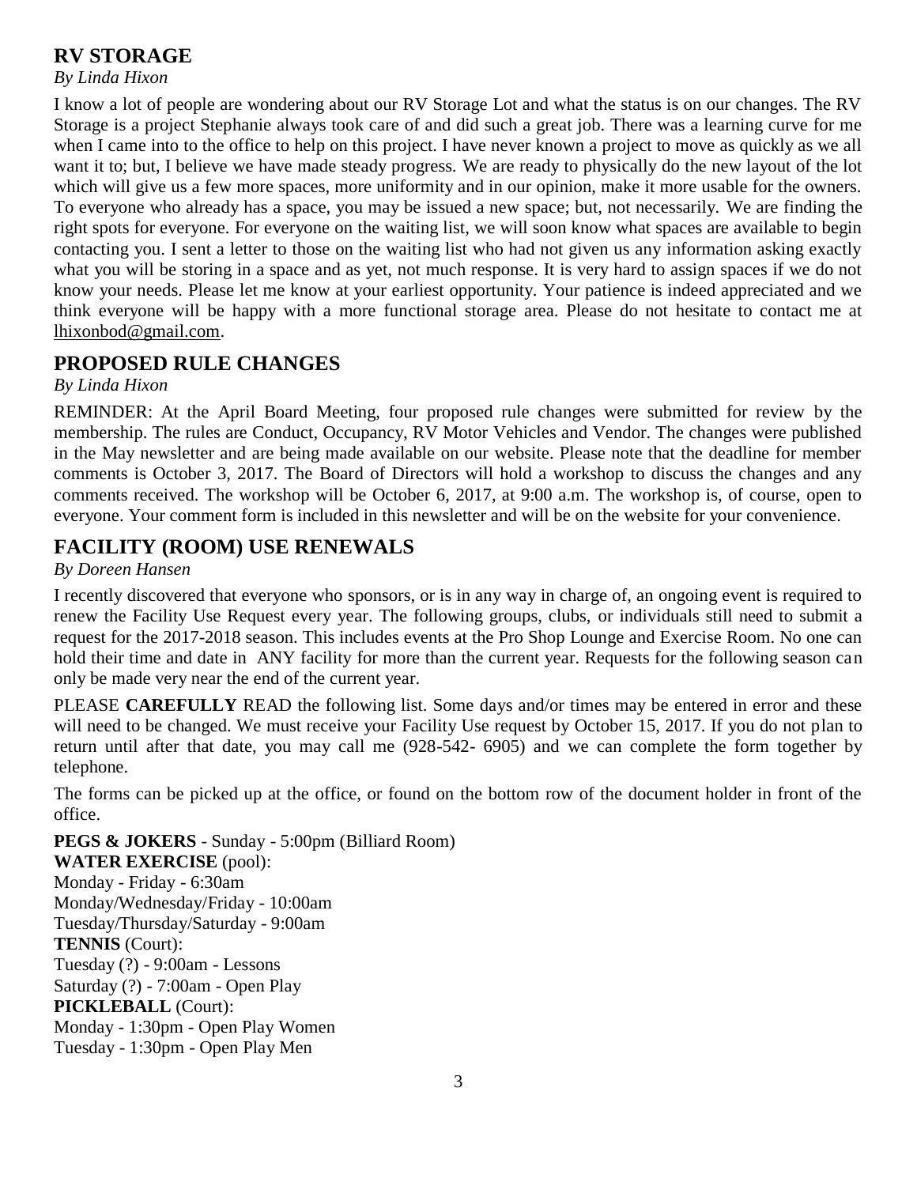## RV STORAGE

*By Linda Hixon*

I know a lot of people are wondering about our RV Storage Lot and what the status is on our changes. The RV Storage is a project Stephanie always took care of and did such a great job. There was a learning curve for me when I came into to the office to help on this project. I have never known a project to move as quickly as we all want it to; but, I believe we have made steady progress. We are ready to physically do the new layout of the lot which will give us a few more spaces, more uniformity and in our opinion, make it more usable for the owners. To everyone who already has a space, you may be issued a new space; but, not necessarily. We are finding the right spots for everyone. For everyone on the waiting list, we will soon know what spaces are available to begin contacting you. I sent a letter to those on the waiting list who had not given us any information asking exactly what you will be storing in a space and as yet, not much response. It is very hard to assign spaces if we do not know your needs. Please let me know at your earliest opportunity. Your patience is indeed appreciated and we think everyone will be happy with a more functional storage area. Please do not hesitate to contact me at lhixonbod@gmail.com.

## PROPOSED RULE CHANGES

*By Linda Hixon*

REMINDER: At the April Board Meeting, four proposed rule changes were submitted for review by the membership. The rules are Conduct, Occupancy, RV Motor Vehicles and Vendor. The changes were published in the May newsletter and are being made available on our website. Please note that the deadline for member comments is October 3, 2017. The Board of Directors will hold a workshop to discuss the changes and any comments received. The workshop will be October 6, 2017, at 9:00 a.m. The workshop is, of course, open to everyone. Your comment form is included in this newsletter and will be on the website for your convenience.

## FACILITY (ROOM) USE RENEWALS

*By Doreen Hansen*

I recently discovered that everyone who sponsors, or is in any way in charge of, an ongoing event is required to renew the Facility Use Request every year. The following groups, clubs, or individuals still need to submit a request for the 2017-2018 season. This includes events at the Pro Shop Lounge and Exercise Room. No one can hold their time and date in ANY facility for more than the current year. Requests for the following season can only be made very near the end of the current year.

PLEASE **CAREFULLY** READ the following list. Some days and/or times may be entered in error and these will need to be changed. We must receive your Facility Use request by October 15, 2017. If you do not plan to return until after that date, you may call me (928-542- 6905) and we can complete the form together by telephone.

The forms can be picked up at the office, or found on the bottom row of the document holder in front of the office.

**PEGS & JOKERS** - Sunday - 5:00pm (Billiard Room)
**WATER EXERCISE** (pool):
Monday - Friday - 6:30am
Monday/Wednesday/Friday - 10:00am
Tuesday/Thursday/Saturday - 9:00am
**TENNIS** (Court):
Tuesday (?) - 9:00am - Lessons
Saturday (?) - 7:00am - Open Play
**PICKLEBALL** (Court):
Monday - 1:30pm - Open Play Women
Tuesday - 1:30pm - Open Play Men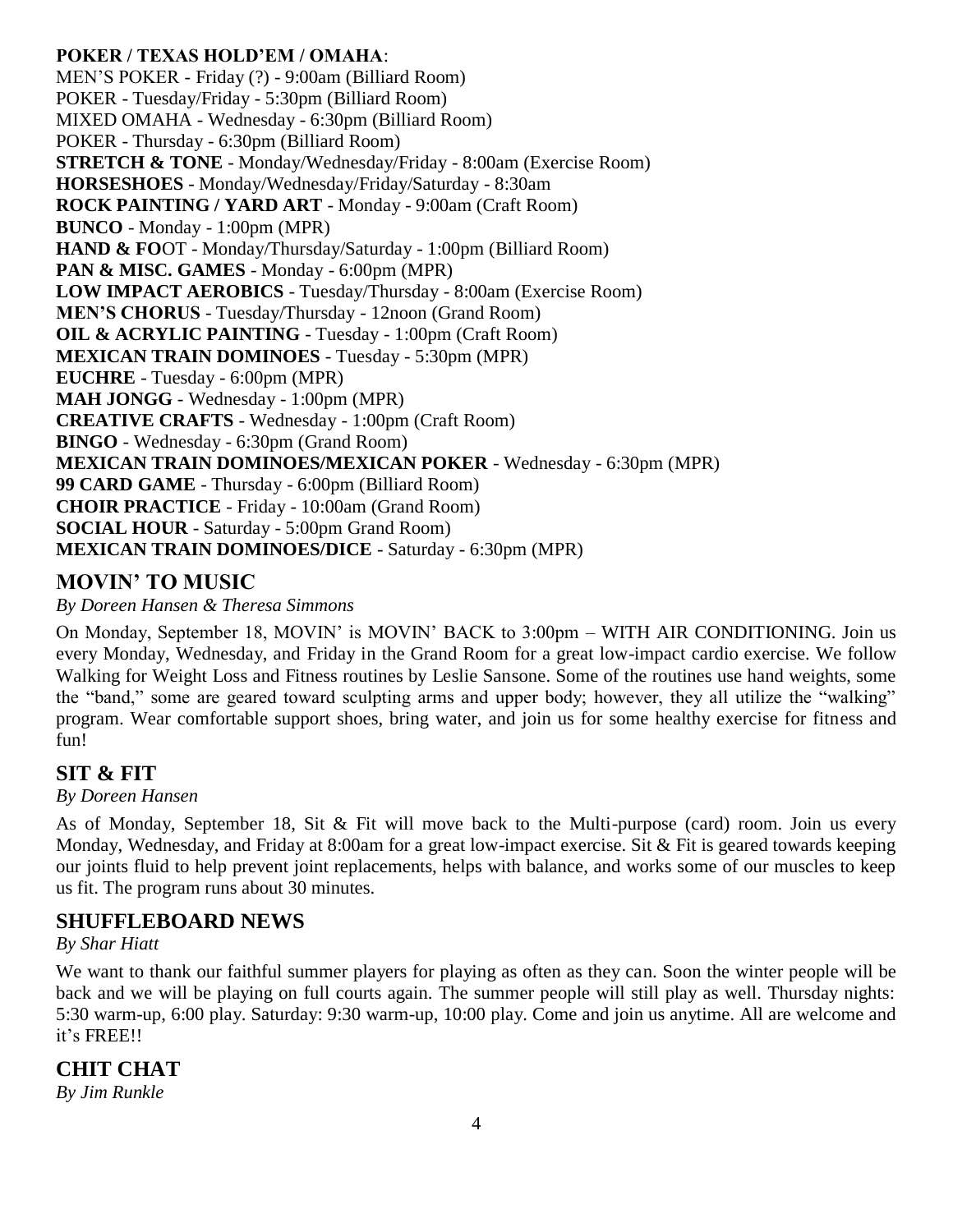**POKER / TEXAS HOLD'EM / OMAHA**:
MEN'S POKER - Friday (?) - 9:00am (Billiard Room)
POKER - Tuesday/Friday - 5:30pm (Billiard Room)
MIXED OMAHA - Wednesday - 6:30pm (Billiard Room)
POKER - Thursday - 6:30pm (Billiard Room)
**STRETCH & TONE** - Monday/Wednesday/Friday - 8:00am (Exercise Room)
**HORSESHOES** - Monday/Wednesday/Friday/Saturday - 8:30am
**ROCK PAINTING / YARD ART** - Monday - 9:00am (Craft Room)
**BUNCO** - Monday - 1:00pm (MPR)
**HAND & FO**OT - Monday/Thursday/Saturday - 1:00pm (Billiard Room)
**PAN & MISC. GAMES** - Monday - 6:00pm (MPR)
**LOW IMPACT AEROBICS** - Tuesday/Thursday - 8:00am (Exercise Room)
**MEN'S CHORUS** - Tuesday/Thursday - 12noon (Grand Room)
**OIL & ACRYLIC PAINTING** - Tuesday - 1:00pm (Craft Room)
**MEXICAN TRAIN DOMINOES** - Tuesday - 5:30pm (MPR)
**EUCHRE** - Tuesday - 6:00pm (MPR)
**MAH JONGG** - Wednesday - 1:00pm (MPR)
**CREATIVE CRAFTS** - Wednesday - 1:00pm (Craft Room)
**BINGO** - Wednesday - 6:30pm (Grand Room)
**MEXICAN TRAIN DOMINOES/MEXICAN POKER** - Wednesday - 6:30pm (MPR)
**99 CARD GAME** - Thursday - 6:00pm (Billiard Room)
**CHOIR PRACTICE** - Friday - 10:00am (Grand Room)
**SOCIAL HOUR** - Saturday - 5:00pm Grand Room)
**MEXICAN TRAIN DOMINOES/DICE** - Saturday - 6:30pm (MPR)

## MOVIN' TO MUSIC

*By Doreen Hansen & Theresa Simmons*

On Monday, September 18, MOVIN' is MOVIN' BACK to 3:00pm – WITH AIR CONDITIONING. Join us every Monday, Wednesday, and Friday in the Grand Room for a great low-impact cardio exercise. We follow Walking for Weight Loss and Fitness routines by Leslie Sansone. Some of the routines use hand weights, some the "band," some are geared toward sculpting arms and upper body; however, they all utilize the "walking" program. Wear comfortable support shoes, bring water, and join us for some healthy exercise for fitness and fun!

## SIT & FIT

*By Doreen Hansen*

As of Monday, September 18, Sit & Fit will move back to the Multi-purpose (card) room. Join us every Monday, Wednesday, and Friday at 8:00am for a great low-impact exercise. Sit & Fit is geared towards keeping our joints fluid to help prevent joint replacements, helps with balance, and works some of our muscles to keep us fit. The program runs about 30 minutes.

## SHUFFLEBOARD NEWS

*By Shar Hiatt*

We want to thank our faithful summer players for playing as often as they can. Soon the winter people will be back and we will be playing on full courts again. The summer people will still play as well. Thursday nights: 5:30 warm-up, 6:00 play. Saturday: 9:30 warm-up, 10:00 play. Come and join us anytime. All are welcome and it's FREE!!

## CHIT CHAT

*By Jim Runkle*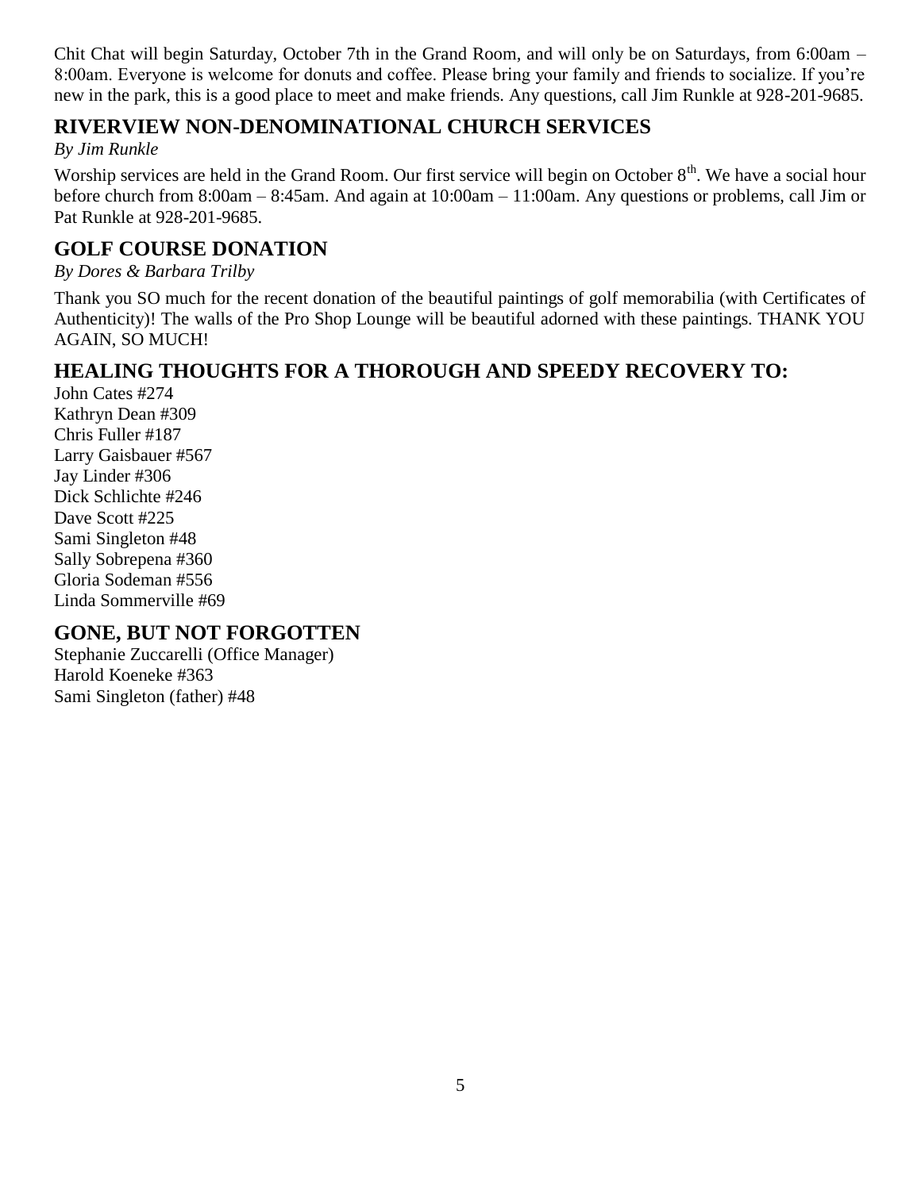Chit Chat will begin Saturday, October 7th in the Grand Room, and will only be on Saturdays, from 6:00am – 8:00am. Everyone is welcome for donuts and coffee. Please bring your family and friends to socialize. If you're new in the park, this is a good place to meet and make friends. Any questions, call Jim Runkle at 928-201-9685.

## RIVERVIEW NON-DENOMINATIONAL CHURCH SERVICES

*By Jim Runkle*

Worship services are held in the Grand Room. Our first service will begin on October 8th. We have a social hour before church from 8:00am – 8:45am. And again at 10:00am – 11:00am. Any questions or problems, call Jim or Pat Runkle at 928-201-9685.

## GOLF COURSE DONATION

*By Dores & Barbara Trilby*

Thank you SO much for the recent donation of the beautiful paintings of golf memorabilia (with Certificates of Authenticity)! The walls of the Pro Shop Lounge will be beautiful adorned with these paintings. THANK YOU AGAIN, SO MUCH!

## HEALING THOUGHTS FOR A THOROUGH AND SPEEDY RECOVERY TO:

John Cates #274
Kathryn Dean #309
Chris Fuller #187
Larry Gaisbauer #567
Jay Linder #306
Dick Schlichte #246
Dave Scott #225
Sami Singleton #48
Sally Sobrepena #360
Gloria Sodeman #556
Linda Sommerville #69

## GONE, BUT NOT FORGOTTEN

Stephanie Zuccarelli (Office Manager)
Harold Koeneke #363
Sami Singleton (father) #48